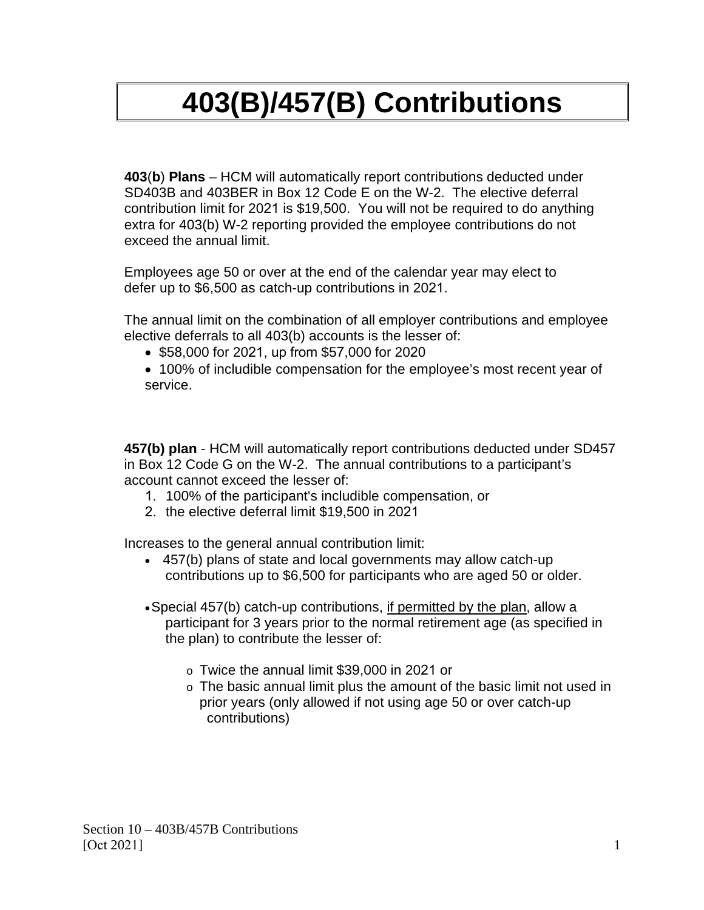# 403(B)/457(B) Contributions

**403**(**b**) **Plans** – HCM will automatically report contributions deducted under SD403B and 403BER in Box 12 Code E on the W-2. The elective deferral contribution limit for 2021 is $19,500. You will not be required to do anything extra for 403(b) W-2 reporting provided the employee contributions do not exceed the annual limit.

Employees age 50 or over at the end of the calendar year may elect to defer up to $6,500 as catch-up contributions in 2021.

The annual limit on the combination of all employer contributions and employee elective deferrals to all 403(b) accounts is the lesser of:

- $58,000 for 2021, up from $57,000 for 2020
- 100% of includible compensation for the employee's most recent year of service.

**457(b) plan** - HCM will automatically report contributions deducted under SD457 in Box 12 Code G on the W-2. The annual contributions to a participant's account cannot exceed the lesser of:

1. 100% of the participant's includible compensation, or
2. the elective deferral limit $19,500 in 2021

Increases to the general annual contribution limit:

- 457(b) plans of state and local governments may allow catch-up contributions up to $6,500 for participants who are aged 50 or older.
- Special 457(b) catch-up contributions, <u>if permitted by the plan</u>, allow a participant for 3 years prior to the normal retirement age (as specified in the plan) to contribute the lesser of:
    - Twice the annual limit $39,000 in 2021 or
    - The basic annual limit plus the amount of the basic limit not used in prior years (only allowed if not using age 50 or over catch-up contributions)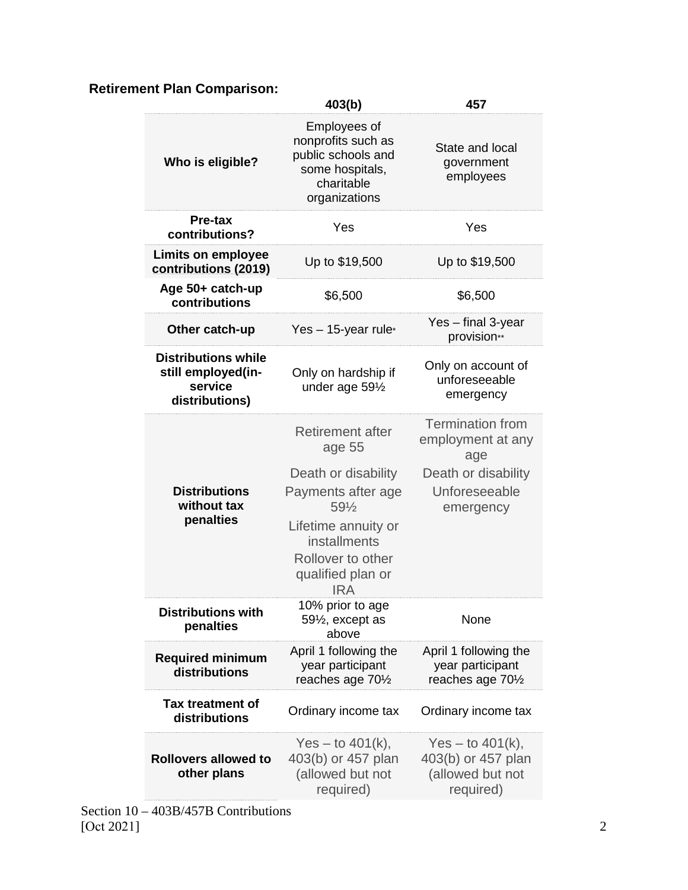**Retirement Plan Comparison:**

| | 403(b) | 457 |
|---|---|---|
| **Who is eligible?** | Employees of nonprofits such as public schools and some hospitals, charitable organizations | State and local government employees |
| **Pre-tax contributions?** | Yes | Yes |
| **Limits on employee contributions (2019)** | Up to $19,500 | Up to $19,500 |
| **Age 50+ catch-up contributions** | $6,500 | $6,500 |
| **Other catch-up** | Yes – 15-year rule* | Yes – final 3-year provision** |
| **Distributions while still employed(in-service distributions)** | Only on hardship if under age 59½ | Only on account of unforeseeable emergency |
| **Distributions without tax penalties** | Retirement after age 55<br>Death or disability<br>Payments after age 59½<br>Lifetime annuity or installments<br>Rollover to other qualified plan or IRA | Termination from employment at any age<br>Death or disability<br>Unforeseeable emergency |
| **Distributions with penalties** | 10% prior to age 59½, except as above | None |
| **Required minimum distributions** | April 1 following the year participant reaches age 70½ | April 1 following the year participant reaches age 70½ |
| **Tax treatment of distributions** | Ordinary income tax | Ordinary income tax |
| **Rollovers allowed to other plans** | Yes – to 401(k), 403(b) or 457 plan (allowed but not required) | Yes – to 401(k), 403(b) or 457 plan (allowed but not required) |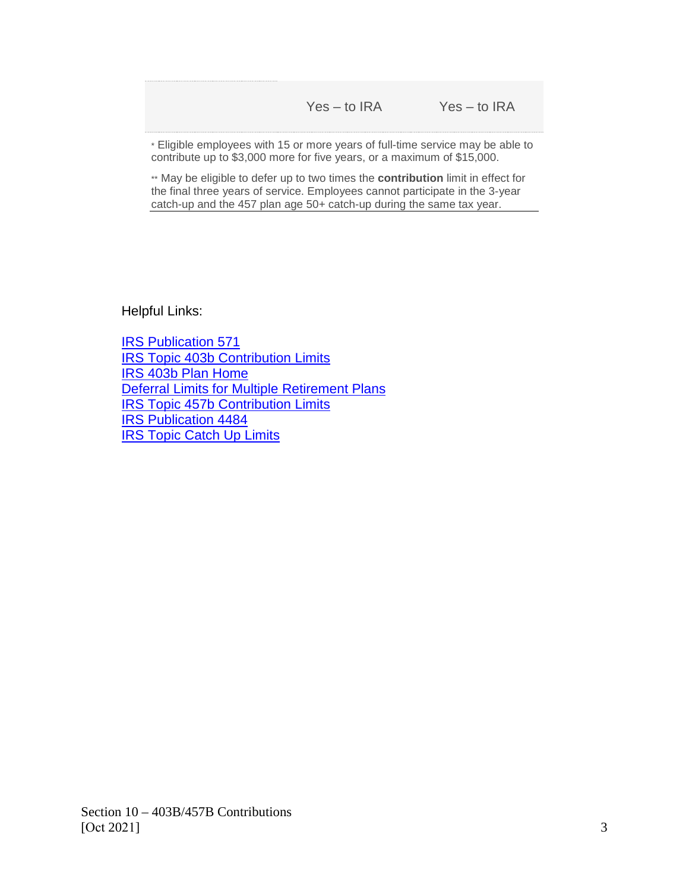| | | |
|---|---|---|
| | Yes – to IRA | Yes – to IRA |

* Eligible employees with 15 or more years of full-time service may be able to contribute up to $3,000 more for five years, or a maximum of $15,000.

** May be eligible to defer up to two times the **contribution** limit in effect for the final three years of service. Employees cannot participate in the 3-year catch-up and the 457 plan age 50+ catch-up during the same tax year.

Helpful Links:

[IRS Publication 571]()
[IRS Topic 403b Contribution Limits]()
[IRS 403b Plan Home]()
[Deferral Limits for Multiple Retirement Plans]()
[IRS Topic 457b Contribution Limits]()
[IRS Publication 4484]()
[IRS Topic Catch Up Limits]()